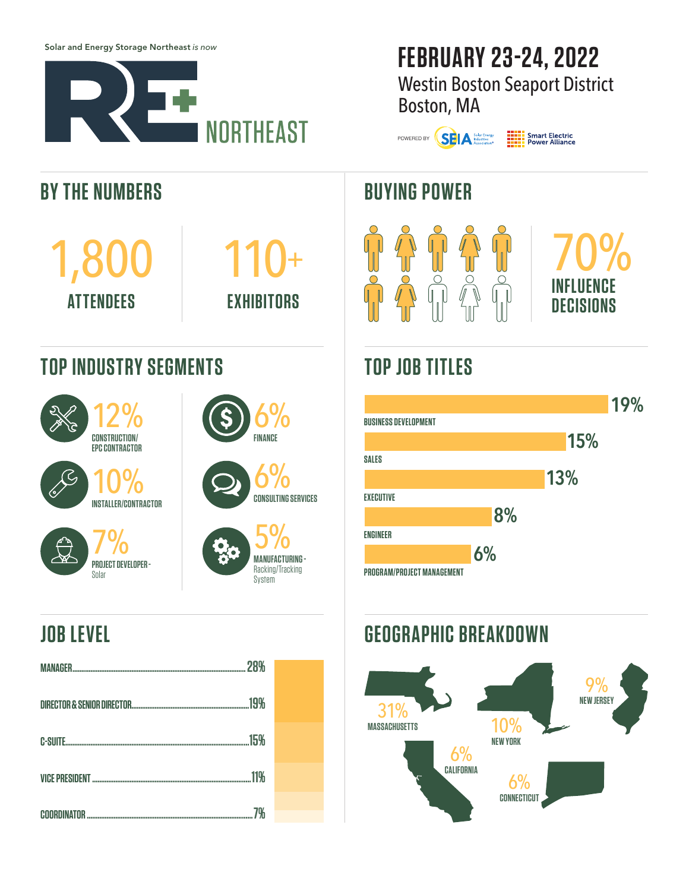Solar and Energy Storage Northeast *is now*

# RE+ NORTHEAST

## FEBRUARY 23-24, 2022

Westin Boston Seaport District
Boston, MA

POWERED BY SEIA Solar Energy Industries Association® | Smart Electric Power Alliance

## BY THE NUMBERS

**1,800** ATTENDEES

**110+** EXHIBITORS

## BUYING POWER

**70%** INFLUENCE DECISIONS

## TOP INDUSTRY SEGMENTS

- **12%** CONSTRUCTION/ EPC CONTRACTOR
- **10%** INSTALLER/CONTRACTOR
- **7%** PROJECT DEVELOPER - Solar
- **6%** FINANCE
- **6%** CONSULTING SERVICES
- **5%** MANUFACTURING - Racking/Tracking System

## TOP JOB TITLES

| Job Title | Percentage |
|---|---|
| BUSINESS DEVELOPMENT | 19% |
| SALES | 15% |
| EXECUTIVE | 13% |
| ENGINEER | 8% |
| PROGRAM/PROJECT MANAGEMENT | 6% |

## JOB LEVEL

| Job Level | Percentage |
|---|---|
| MANAGER | 28% |
| DIRECTOR & SENIOR DIRECTOR | 19% |
| C-SUITE | 15% |
| VICE PRESIDENT | 11% |
| COORDINATOR | 7% |

## GEOGRAPHIC BREAKDOWN

| State | Percentage |
|---|---|
| MASSACHUSETTS | 31% |
| NEW YORK | 10% |
| NEW JERSEY | 9% |
| CALIFORNIA | 6% |
| CONNECTICUT | 6% |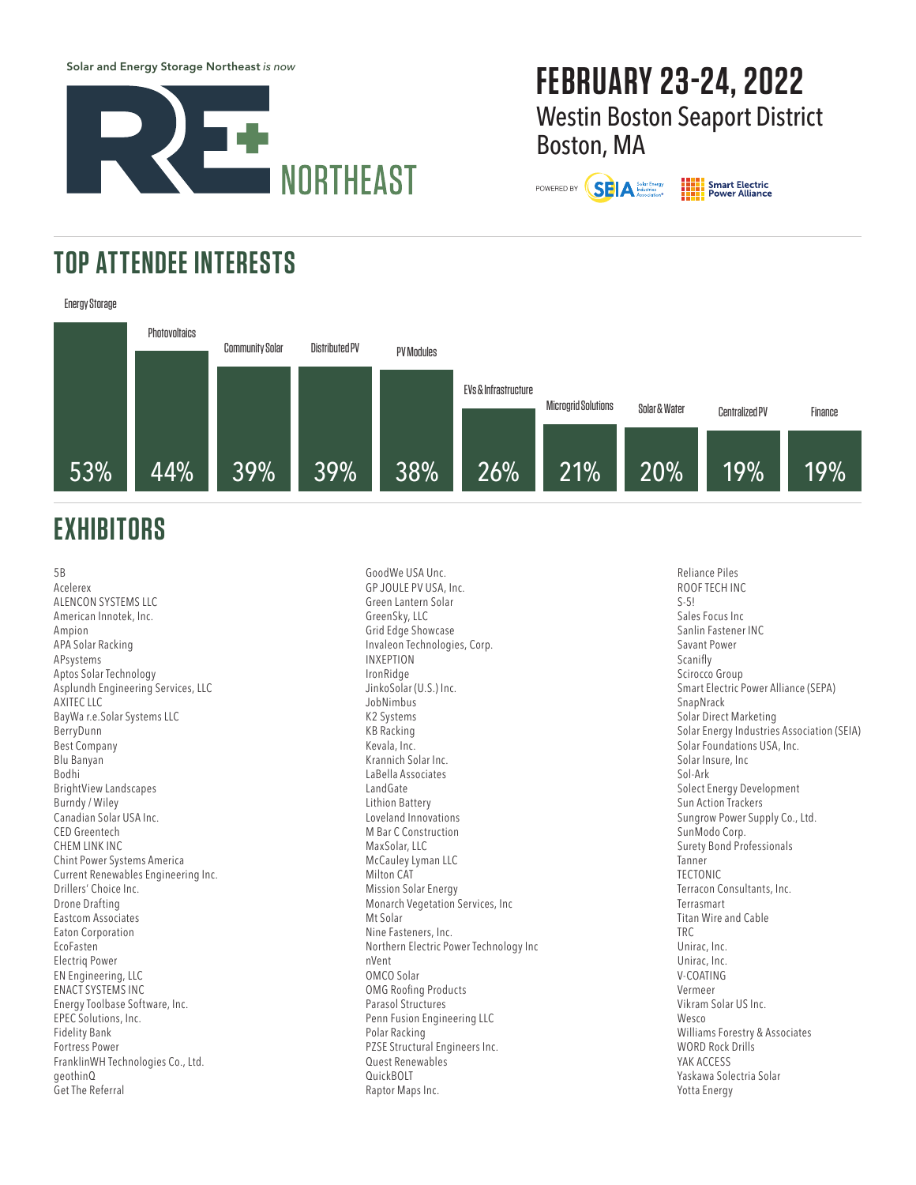Solar and Energy Storage Northeast *is now*

RE+ NORTHEAST

# FEBRUARY 23-24, 2022

Westin Boston Seaport District
Boston, MA

POWERED BY SEIA Solar Energy Industries Association® | Smart Electric Power Alliance

## TOP ATTENDEE INTERESTS

Energy Storage
53%
Photovoltaics
44%
Community Solar
39%
Distributed PV
39%
PV Modules
38%
EVs & Infrastructure
26%
Microgrid Solutions
21%
Solar & Water
20%
Centralized PV
19%
Finance
19%

## EXHIBITORS

5B
Acelerex
ALENCON SYSTEMS LLC
American Innotek, Inc.
Ampion
APA Solar Racking
APsystems
Aptos Solar Technology
Asplundh Engineering Services, LLC
AXITEC LLC
BayWa r.e.Solar Systems LLC
BerryDunn
Best Company
Blu Banyan
Bodhi
BrightView Landscapes
Burndy / Wiley
Canadian Solar USA Inc.
CED Greentech
CHEM LINK INC
Chint Power Systems America
Current Renewables Engineering Inc.
Drillers' Choice Inc.
Drone Drafting
Eastcom Associates
Eaton Corporation
EcoFasten
Electriq Power
EN Engineering, LLC
ENACT SYSTEMS INC
Energy Toolbase Software, Inc.
EPEC Solutions, Inc.
Fidelity Bank
Fortress Power
FranklinWH Technologies Co., Ltd.
geothinQ
Get The Referral
GoodWe USA Unc.
GP JOULE PV USA, Inc.
Green Lantern Solar
GreenSky, LLC
Grid Edge Showcase
Invaleon Technologies, Corp.
INXEPTION
IronRidge
JinkoSolar (U.S.) Inc.
JobNimbus
K2 Systems
KB Racking
Kevala, Inc.
Krannich Solar Inc.
LaBella Associates
LandGate
Lithion Battery
Loveland Innovations
M Bar C Construction
MaxSolar, LLC
McCauley Lyman LLC
Milton CAT
Mission Solar Energy
Monarch Vegetation Services, Inc
Mt Solar
Nine Fasteners, Inc.
Northern Electric Power Technology Inc
nVent
OMCO Solar
OMG Roofing Products
Parasol Structures
Penn Fusion Engineering LLC
Polar Racking
PZSE Structural Engineers Inc.
Quest Renewables
QuickBOLT
Raptor Maps Inc.
Reliance Piles
ROOF TECH INC
S-5!
Sales Focus Inc
Sanlin Fastener INC
Savant Power
Scanifly
Scirocco Group
Smart Electric Power Alliance (SEPA)
SnapNrack
Solar Direct Marketing
Solar Energy Industries Association (SEIA)
Solar Foundations USA, Inc.
Solar Insure, Inc
Sol-Ark
Select Energy Development
Sun Action Trackers
Sungrow Power Supply Co., Ltd.
SunModo Corp.
Surety Bond Professionals
Tanner
TECTONIC
Terracon Consultants, Inc.
Terrasmart
Titan Wire and Cable
TRC
Unirac, Inc.
Unirac, Inc.
V-COATING
Vermeer
Vikram Solar US Inc.
Wesco
Williams Forestry & Associates
WORD Rock Drills
YAK ACCESS
Yaskawa Solectria Solar
Yotta Energy